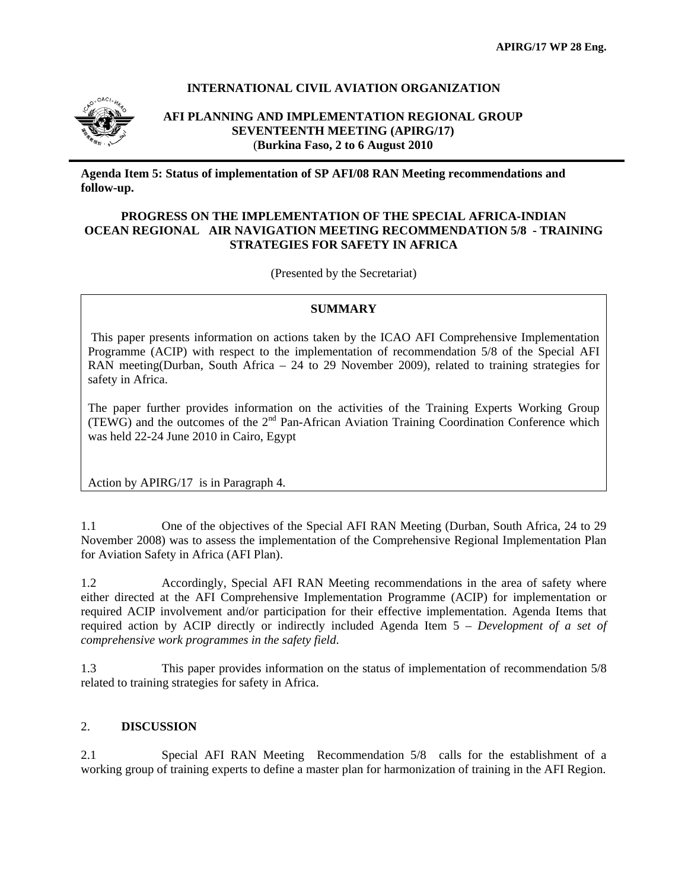APIRG/17 WP 28 Eng.

**INTERNATIONAL CIVIL AVIATION ORGANIZATION**

**AFI PLANNING AND IMPLEMENTATION REGIONAL GROUP**
**SEVENTEENTH MEETING (APIRG/17)**
(**Burkina Faso, 2 to 6 August 2010**

**Agenda Item 5: Status of implementation of SP AFI/08 RAN Meeting recommendations and follow-up.**

# PROGRESS ON THE IMPLEMENTATION OF THE SPECIAL AFRICA-INDIAN OCEAN REGIONAL AIR NAVIGATION MEETING RECOMMENDATION 5/8 - TRAINING STRATEGIES FOR SAFETY IN AFRICA

(Presented by the Secretariat)

**SUMMARY**

This paper presents information on actions taken by the ICAO AFI Comprehensive Implementation Programme (ACIP) with respect to the implementation of recommendation 5/8 of the Special AFI RAN meeting(Durban, South Africa – 24 to 29 November 2009), related to training strategies for safety in Africa.

The paper further provides information on the activities of the Training Experts Working Group (TEWG) and the outcomes of the 2nd Pan-African Aviation Training Coordination Conference which was held 22-24 June 2010 in Cairo, Egypt

Action by APIRG/17 is in Paragraph 4.

1.1 One of the objectives of the Special AFI RAN Meeting (Durban, South Africa, 24 to 29 November 2008) was to assess the implementation of the Comprehensive Regional Implementation Plan for Aviation Safety in Africa (AFI Plan).

1.2 Accordingly, Special AFI RAN Meeting recommendations in the area of safety where either directed at the AFI Comprehensive Implementation Programme (ACIP) for implementation or required ACIP involvement and/or participation for their effective implementation. Agenda Items that required action by ACIP directly or indirectly included Agenda Item 5 – *Development of a set of comprehensive work programmes in the safety field.*

1.3 This paper provides information on the status of implementation of recommendation 5/8 related to training strategies for safety in Africa.

## 2. DISCUSSION

2.1 Special AFI RAN Meeting Recommendation 5/8 calls for the establishment of a working group of training experts to define a master plan for harmonization of training in the AFI Region.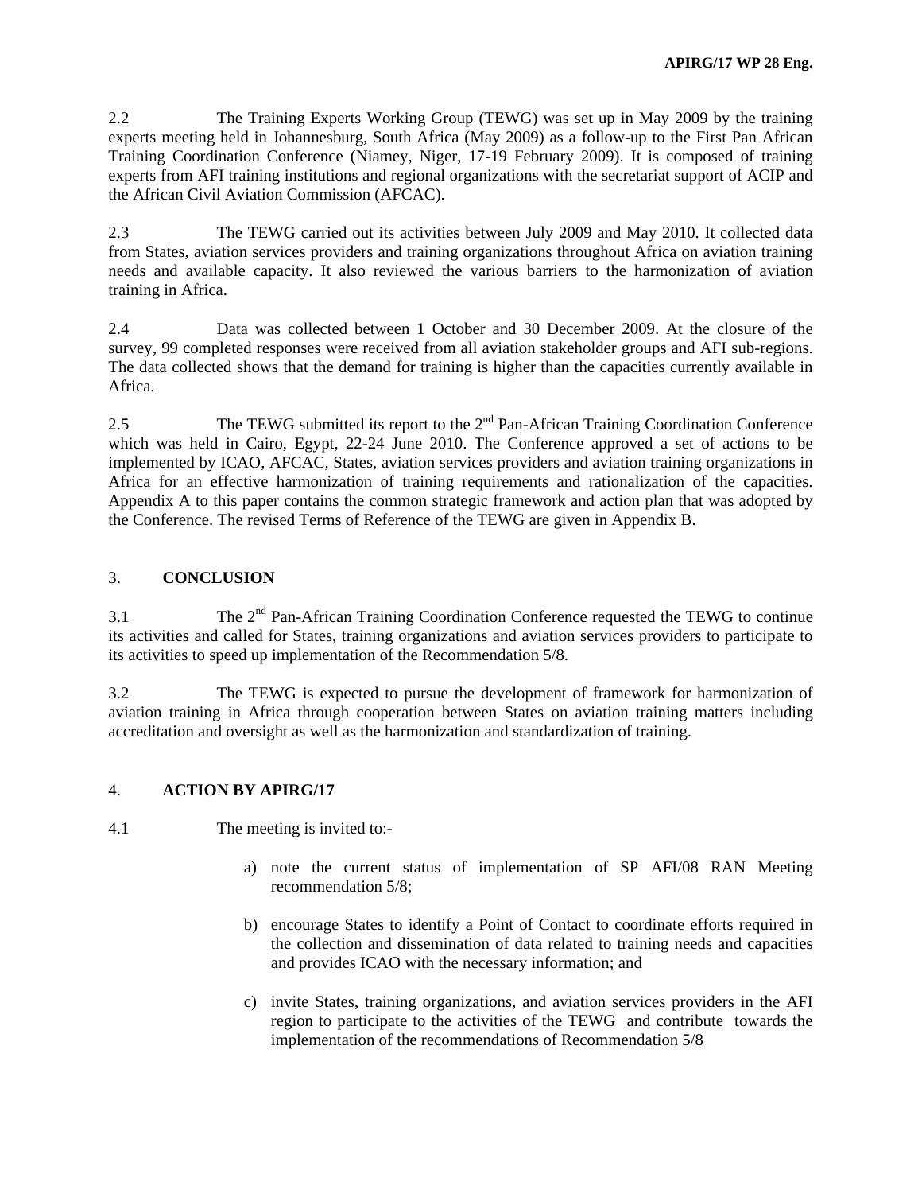2.2 The Training Experts Working Group (TEWG) was set up in May 2009 by the training experts meeting held in Johannesburg, South Africa (May 2009) as a follow-up to the First Pan African Training Coordination Conference (Niamey, Niger, 17-19 February 2009). It is composed of training experts from AFI training institutions and regional organizations with the secretariat support of ACIP and the African Civil Aviation Commission (AFCAC).

2.3 The TEWG carried out its activities between July 2009 and May 2010. It collected data from States, aviation services providers and training organizations throughout Africa on aviation training needs and available capacity. It also reviewed the various barriers to the harmonization of aviation training in Africa.

2.4 Data was collected between 1 October and 30 December 2009. At the closure of the survey, 99 completed responses were received from all aviation stakeholder groups and AFI sub-regions. The data collected shows that the demand for training is higher than the capacities currently available in Africa.

2.5 The TEWG submitted its report to the 2nd Pan-African Training Coordination Conference which was held in Cairo, Egypt, 22-24 June 2010. The Conference approved a set of actions to be implemented by ICAO, AFCAC, States, aviation services providers and aviation training organizations in Africa for an effective harmonization of training requirements and rationalization of the capacities. Appendix A to this paper contains the common strategic framework and action plan that was adopted by the Conference. The revised Terms of Reference of the TEWG are given in Appendix B.

## 3. CONCLUSION

3.1 The 2nd Pan-African Training Coordination Conference requested the TEWG to continue its activities and called for States, training organizations and aviation services providers to participate to its activities to speed up implementation of the Recommendation 5/8.

3.2 The TEWG is expected to pursue the development of framework for harmonization of aviation training in Africa through cooperation between States on aviation training matters including accreditation and oversight as well as the harmonization and standardization of training.

## 4. ACTION BY APIRG/17

4.1 The meeting is invited to:-

a) note the current status of implementation of SP AFI/08 RAN Meeting recommendation 5/8;

b) encourage States to identify a Point of Contact to coordinate efforts required in the collection and dissemination of data related to training needs and capacities and provides ICAO with the necessary information; and

c) invite States, training organizations, and aviation services providers in the AFI region to participate to the activities of the TEWG and contribute towards the implementation of the recommendations of Recommendation 5/8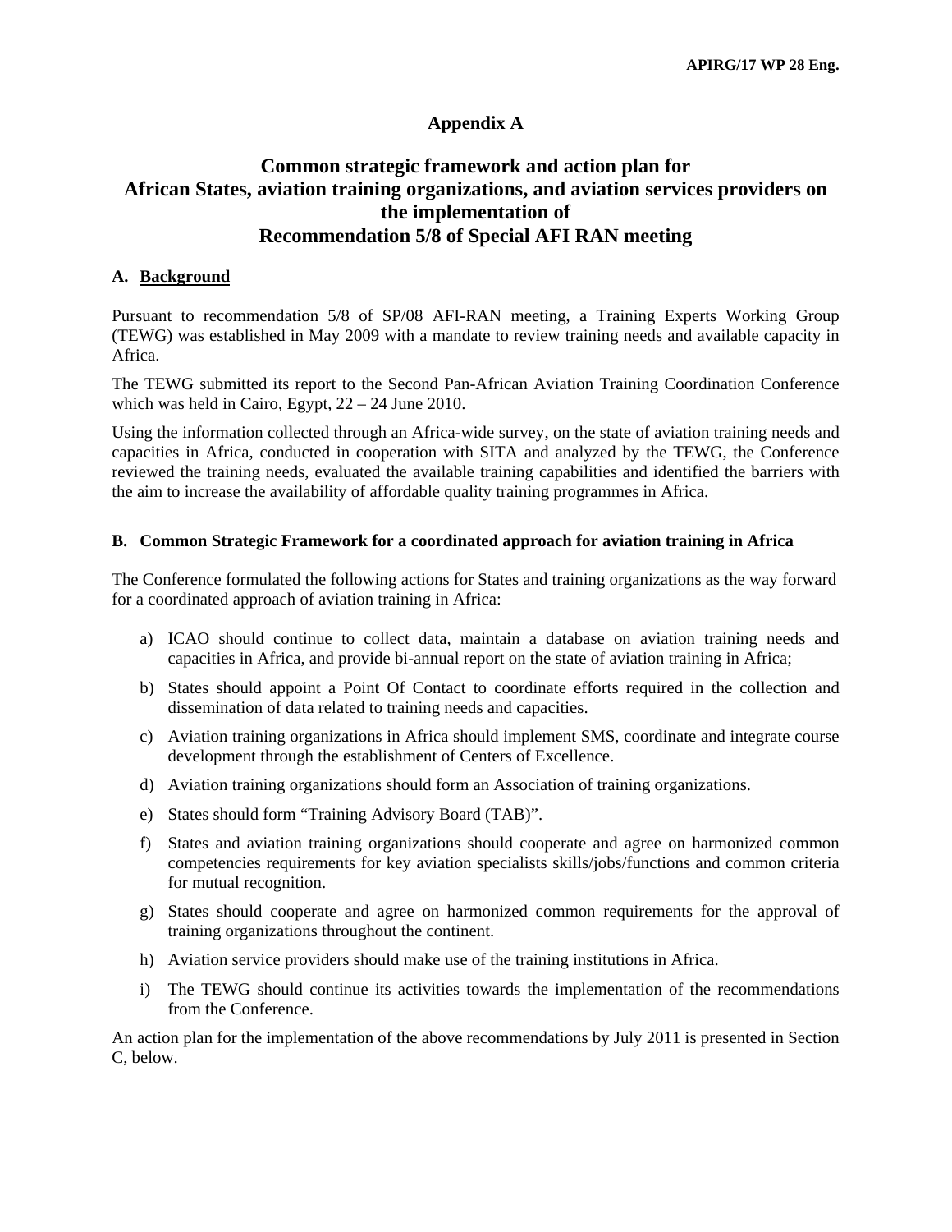# Appendix A

# Common strategic framework and action plan for African States, aviation training organizations, and aviation services providers on the implementation of Recommendation 5/8 of Special AFI RAN meeting

## A. Background

Pursuant to recommendation 5/8 of SP/08 AFI-RAN meeting, a Training Experts Working Group (TEWG) was established in May 2009 with a mandate to review training needs and available capacity in Africa.

The TEWG submitted its report to the Second Pan-African Aviation Training Coordination Conference which was held in Cairo, Egypt, 22 – 24 June 2010.

Using the information collected through an Africa-wide survey, on the state of aviation training needs and capacities in Africa, conducted in cooperation with SITA and analyzed by the TEWG, the Conference reviewed the training needs, evaluated the available training capabilities and identified the barriers with the aim to increase the availability of affordable quality training programmes in Africa.

## B. Common Strategic Framework for a coordinated approach for aviation training in Africa

The Conference formulated the following actions for States and training organizations as the way forward for a coordinated approach of aviation training in Africa:

a) ICAO should continue to collect data, maintain a database on aviation training needs and capacities in Africa, and provide bi-annual report on the state of aviation training in Africa;

b) States should appoint a Point Of Contact to coordinate efforts required in the collection and dissemination of data related to training needs and capacities.

c) Aviation training organizations in Africa should implement SMS, coordinate and integrate course development through the establishment of Centers of Excellence.

d) Aviation training organizations should form an Association of training organizations.

e) States should form "Training Advisory Board (TAB)".

f) States and aviation training organizations should cooperate and agree on harmonized common competencies requirements for key aviation specialists skills/jobs/functions and common criteria for mutual recognition.

g) States should cooperate and agree on harmonized common requirements for the approval of training organizations throughout the continent.

h) Aviation service providers should make use of the training institutions in Africa.

i) The TEWG should continue its activities towards the implementation of the recommendations from the Conference.

An action plan for the implementation of the above recommendations by July 2011 is presented in Section C, below.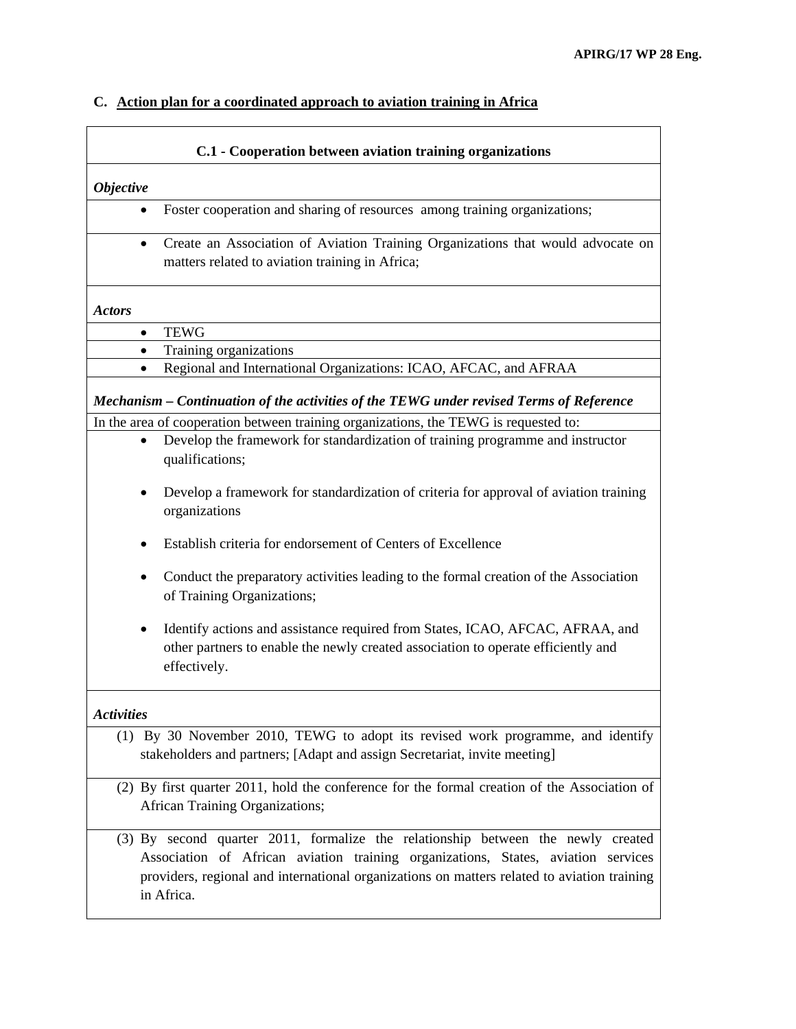## C. Action plan for a coordinated approach to aviation training in Africa

### C.1 - Cooperation between aviation training organizations

***Objective***

- Foster cooperation and sharing of resources among training organizations;
- Create an Association of Aviation Training Organizations that would advocate on matters related to aviation training in Africa;

***Actors***

- TEWG
- Training organizations
- Regional and International Organizations: ICAO, AFCAC, and AFRAA

***Mechanism – Continuation of the activities of the TEWG under revised Terms of Reference***

In the area of cooperation between training organizations, the TEWG is requested to:

- Develop the framework for standardization of training programme and instructor qualifications;
- Develop a framework for standardization of criteria for approval of aviation training organizations
- Establish criteria for endorsement of Centers of Excellence
- Conduct the preparatory activities leading to the formal creation of the Association of Training Organizations;
- Identify actions and assistance required from States, ICAO, AFCAC, AFRAA, and other partners to enable the newly created association to operate efficiently and effectively.

***Activities***

(1) By 30 November 2010, TEWG to adopt its revised work programme, and identify stakeholders and partners; [Adapt and assign Secretariat, invite meeting]

(2) By first quarter 2011, hold the conference for the formal creation of the Association of African Training Organizations;

(3) By second quarter 2011, formalize the relationship between the newly created Association of African aviation training organizations, States, aviation services providers, regional and international organizations on matters related to aviation training in Africa.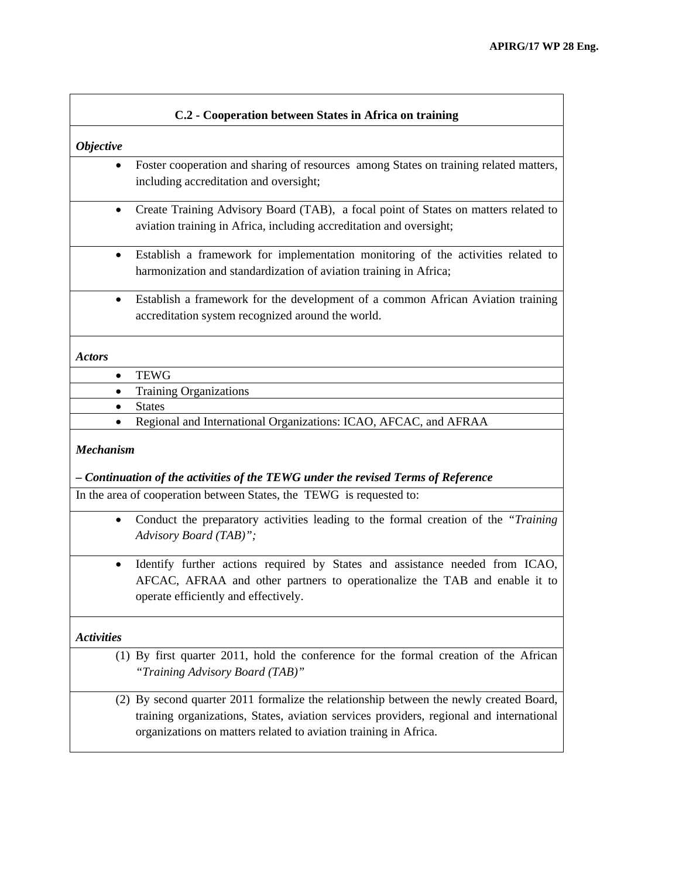### C.2 - Cooperation between States in Africa on training

***Objective***

- Foster cooperation and sharing of resources among States on training related matters, including accreditation and oversight;
- Create Training Advisory Board (TAB), a focal point of States on matters related to aviation training in Africa, including accreditation and oversight;
- Establish a framework for implementation monitoring of the activities related to harmonization and standardization of aviation training in Africa;
- Establish a framework for the development of a common African Aviation training accreditation system recognized around the world.

***Actors***

- TEWG
- Training Organizations
- States
- Regional and International Organizations: ICAO, AFCAC, and AFRAA

***Mechanism***

***– Continuation of the activities of the TEWG under the revised Terms of Reference***

In the area of cooperation between States, the TEWG is requested to:

- Conduct the preparatory activities leading to the formal creation of the *"Training Advisory Board (TAB)";*
- Identify further actions required by States and assistance needed from ICAO, AFCAC, AFRAA and other partners to operationalize the TAB and enable it to operate efficiently and effectively.

***Activities***

(1) By first quarter 2011, hold the conference for the formal creation of the African *"Training Advisory Board (TAB)"*

(2) By second quarter 2011 formalize the relationship between the newly created Board, training organizations, States, aviation services providers, regional and international organizations on matters related to aviation training in Africa.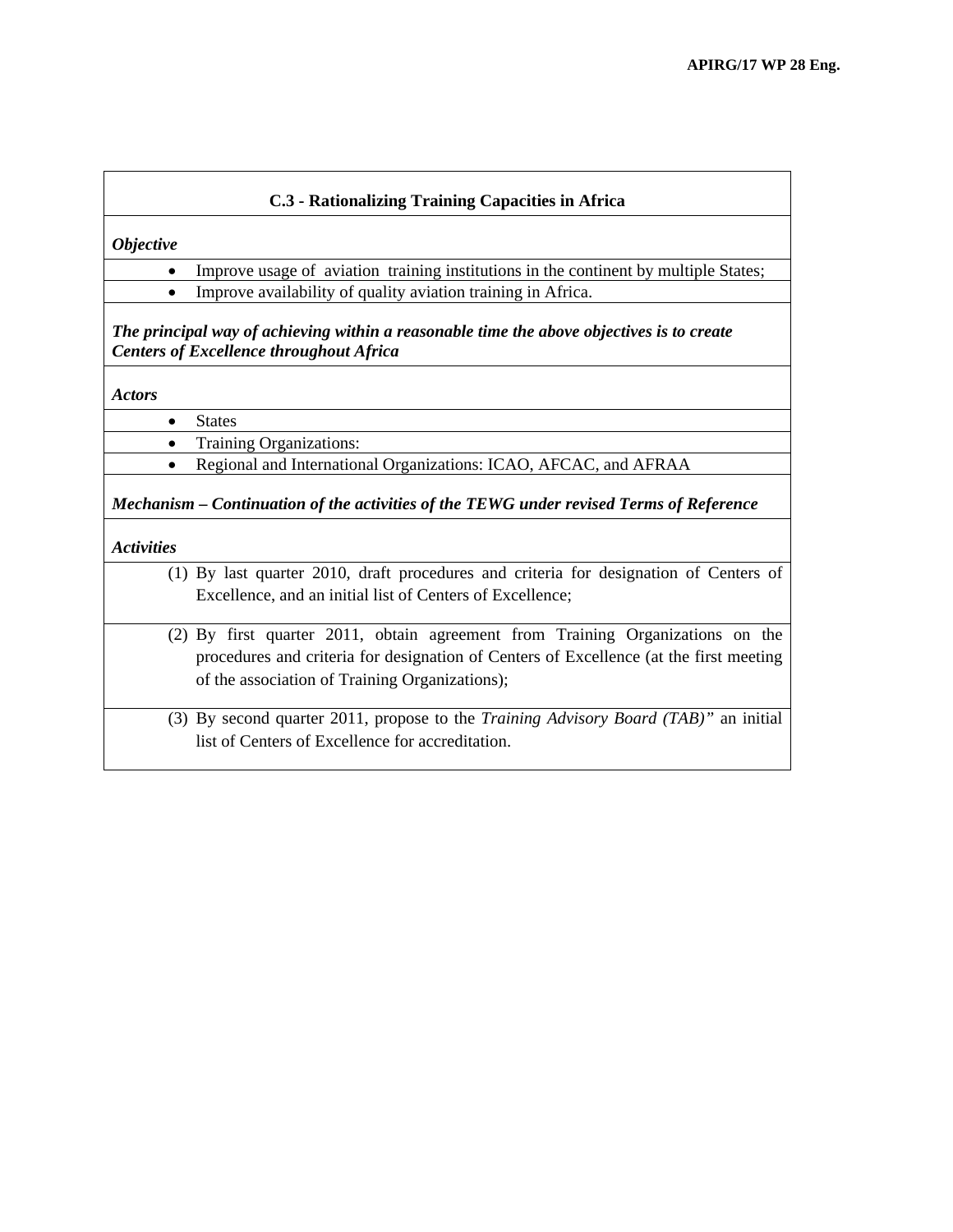**C.3 - Rationalizing Training Capacities in Africa**

***Objective***

- Improve usage of aviation training institutions in the continent by multiple States;
- Improve availability of quality aviation training in Africa.

***The principal way of achieving within a reasonable time the above objectives is to create Centers of Excellence throughout Africa***

***Actors***

- States
- Training Organizations:
- Regional and International Organizations: ICAO, AFCAC, and AFRAA

***Mechanism – Continuation of the activities of the TEWG under revised Terms of Reference***

***Activities***

(1) By last quarter 2010, draft procedures and criteria for designation of Centers of Excellence, and an initial list of Centers of Excellence;

(2) By first quarter 2011, obtain agreement from Training Organizations on the procedures and criteria for designation of Centers of Excellence (at the first meeting of the association of Training Organizations);

(3) By second quarter 2011, propose to the *Training Advisory Board (TAB)"* an initial list of Centers of Excellence for accreditation.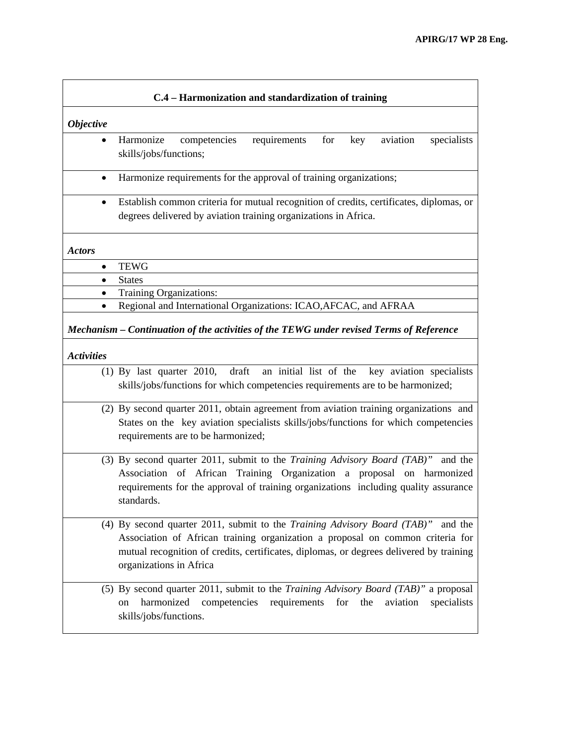### C.4 – Harmonization and standardization of training

***Objective***

- Harmonize competencies requirements for key aviation specialists skills/jobs/functions;
- Harmonize requirements for the approval of training organizations;
- Establish common criteria for mutual recognition of credits, certificates, diplomas, or degrees delivered by aviation training organizations in Africa.

***Actors***

- TEWG
- States
- Training Organizations:
- Regional and International Organizations: ICAO,AFCAC, and AFRAA

***Mechanism – Continuation of the activities of the TEWG under revised Terms of Reference***

***Activities***

(1) By last quarter 2010, draft an initial list of the key aviation specialists skills/jobs/functions for which competencies requirements are to be harmonized;

(2) By second quarter 2011, obtain agreement from aviation training organizations and States on the key aviation specialists skills/jobs/functions for which competencies requirements are to be harmonized;

(3) By second quarter 2011, submit to the *Training Advisory Board (TAB)"* and the Association of African Training Organization a proposal on harmonized requirements for the approval of training organizations including quality assurance standards.

(4) By second quarter 2011, submit to the *Training Advisory Board (TAB)"* and the Association of African training organization a proposal on common criteria for mutual recognition of credits, certificates, diplomas, or degrees delivered by training organizations in Africa

(5) By second quarter 2011, submit to the *Training Advisory Board (TAB)"* a proposal on harmonized competencies requirements for the aviation specialists skills/jobs/functions.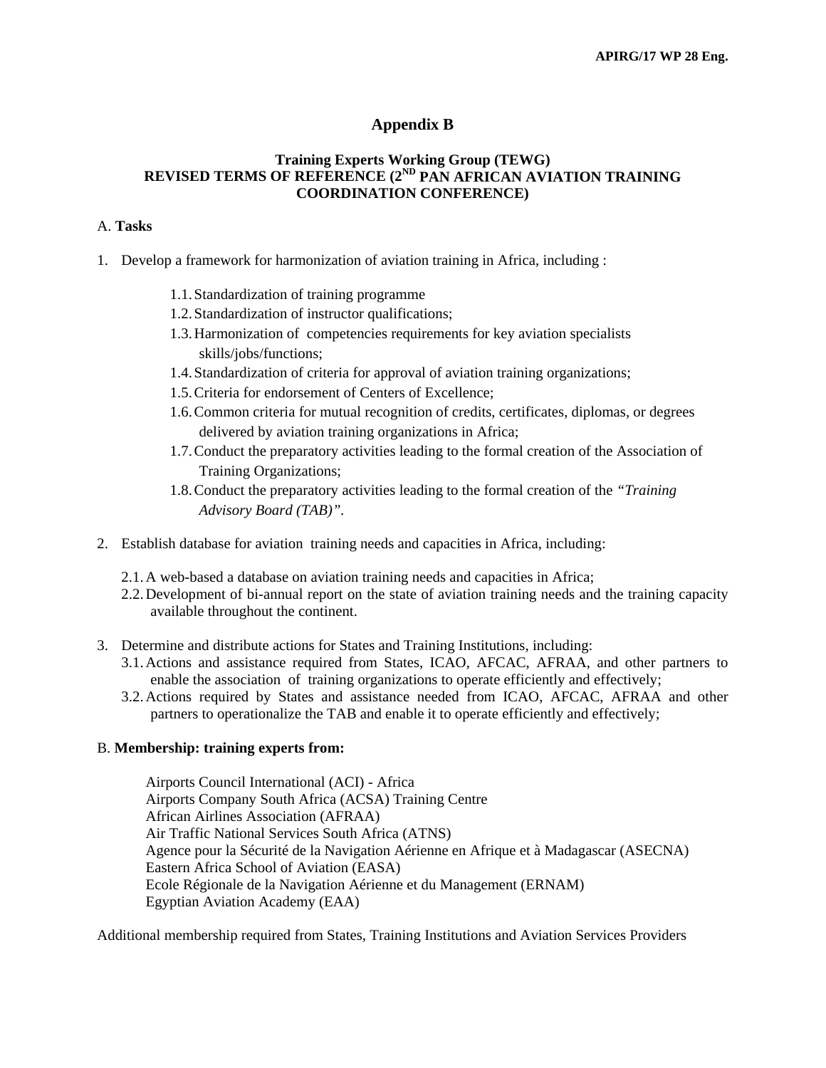# Appendix B

## Training Experts Working Group (TEWG) REVISED TERMS OF REFERENCE (2ND PAN AFRICAN AVIATION TRAINING COORDINATION CONFERENCE)

A. **Tasks**

1. Develop a framework for harmonization of aviation training in Africa, including :
   - 1.1. Standardization of training programme
   - 1.2. Standardization of instructor qualifications;
   - 1.3. Harmonization of competencies requirements for key aviation specialists skills/jobs/functions;
   - 1.4. Standardization of criteria for approval of aviation training organizations;
   - 1.5. Criteria for endorsement of Centers of Excellence;
   - 1.6. Common criteria for mutual recognition of credits, certificates, diplomas, or degrees delivered by aviation training organizations in Africa;
   - 1.7. Conduct the preparatory activities leading to the formal creation of the Association of Training Organizations;
   - 1.8. Conduct the preparatory activities leading to the formal creation of the *"Training Advisory Board (TAB)"*.
2. Establish database for aviation training needs and capacities in Africa, including:
   - 2.1. A web-based a database on aviation training needs and capacities in Africa;
   - 2.2. Development of bi-annual report on the state of aviation training needs and the training capacity available throughout the continent.
3. Determine and distribute actions for States and Training Institutions, including:
   - 3.1. Actions and assistance required from States, ICAO, AFCAC, AFRAA, and other partners to enable the association of training organizations to operate efficiently and effectively;
   - 3.2. Actions required by States and assistance needed from ICAO, AFCAC, AFRAA and other partners to operationalize the TAB and enable it to operate efficiently and effectively;

B. **Membership: training experts from:**

Airports Council International (ACI) - Africa
Airports Company South Africa (ACSA) Training Centre
African Airlines Association (AFRAA)
Air Traffic National Services South Africa (ATNS)
Agence pour la Sécurité de la Navigation Aérienne en Afrique et à Madagascar (ASECNA)
Eastern Africa School of Aviation (EASA)
Ecole Régionale de la Navigation Aérienne et du Management (ERNAM)
Egyptian Aviation Academy (EAA)

Additional membership required from States, Training Institutions and Aviation Services Providers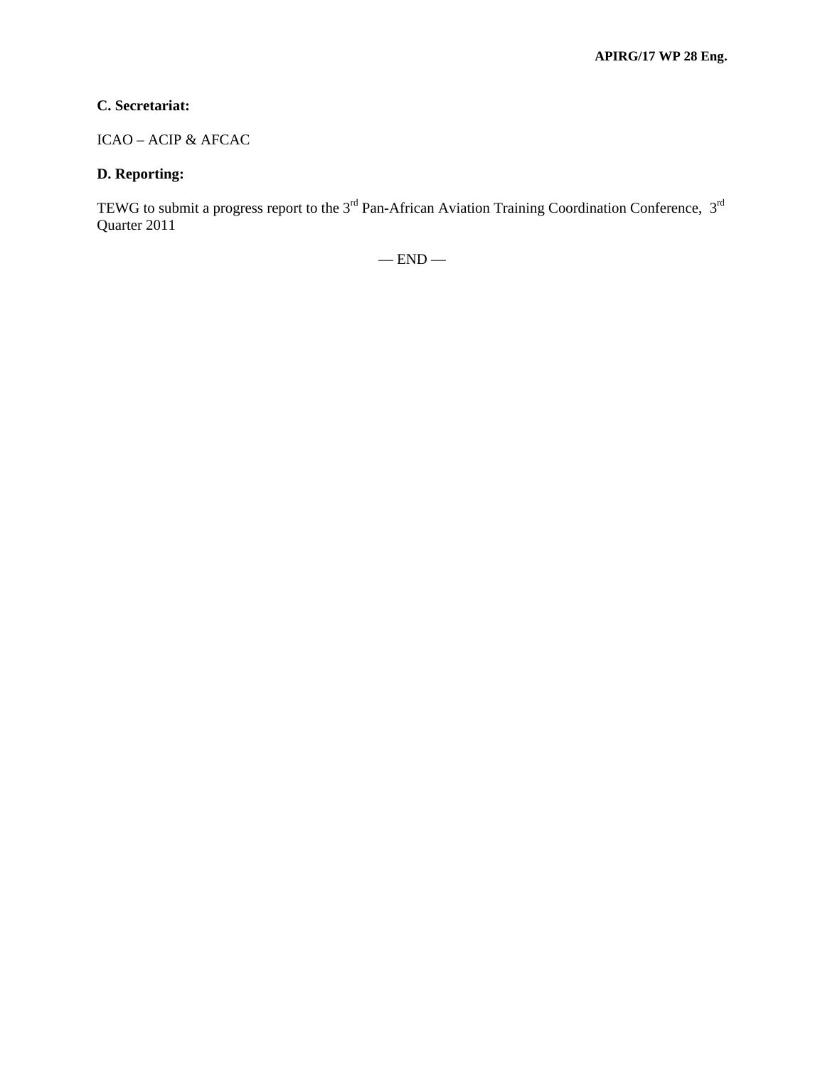**C. Secretariat:**

ICAO – ACIP & AFCAC

**D. Reporting:**

TEWG to submit a progress report to the 3rd Pan-African Aviation Training Coordination Conference, 3rd Quarter 2011

— END —